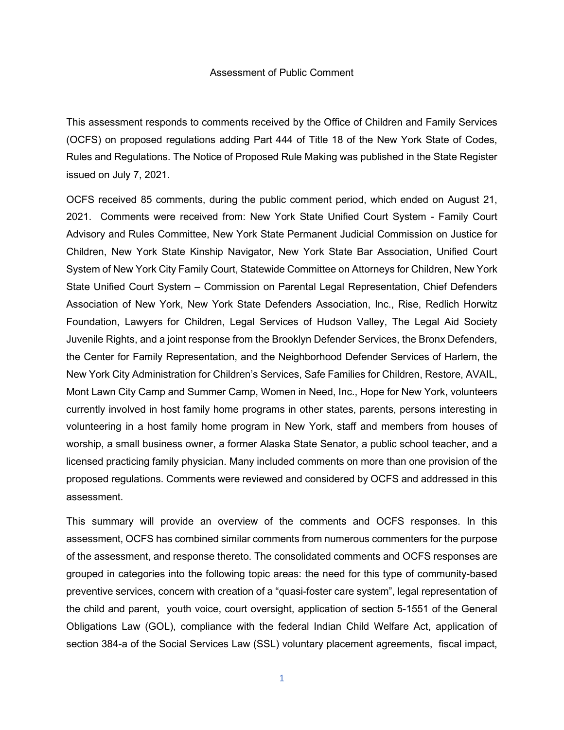# Assessment of Public Comment

This assessment responds to comments received by the Office of Children and Family Services (OCFS) on proposed regulations adding Part 444 of Title 18 of the New York State of Codes, Rules and Regulations. The Notice of Proposed Rule Making was published in the State Register issued on July 7, 2021.

OCFS received 85 comments, during the public comment period, which ended on August 21, 2021. Comments were received from: New York State Unified Court System - Family Court Advisory and Rules Committee, New York State Permanent Judicial Commission on Justice for Children, New York State Kinship Navigator, New York State Bar Association, Unified Court System of New York City Family Court, Statewide Committee on Attorneys for Children, New York State Unified Court System – Commission on Parental Legal Representation, Chief Defenders Association of New York, New York State Defenders Association, Inc., Rise, Redlich Horwitz Foundation, Lawyers for Children, Legal Services of Hudson Valley, The Legal Aid Society Juvenile Rights, and a joint response from the Brooklyn Defender Services, the Bronx Defenders, the Center for Family Representation, and the Neighborhood Defender Services of Harlem, the New York City Administration for Children's Services, Safe Families for Children, Restore, AVAIL, Mont Lawn City Camp and Summer Camp, Women in Need, Inc., Hope for New York, volunteers currently involved in host family home programs in other states, parents, persons interesting in volunteering in a host family home program in New York, staff and members from houses of worship, a small business owner, a former Alaska State Senator, a public school teacher, and a licensed practicing family physician. Many included comments on more than one provision of the proposed regulations. Comments were reviewed and considered by OCFS and addressed in this assessment.

This summary will provide an overview of the comments and OCFS responses. In this assessment, OCFS has combined similar comments from numerous commenters for the purpose of the assessment, and response thereto. The consolidated comments and OCFS responses are grouped in categories into the following topic areas: the need for this type of community-based preventive services, concern with creation of a "quasi-foster care system", legal representation of the child and parent, youth voice, court oversight, application of section 5-1551 of the General Obligations Law (GOL), compliance with the federal Indian Child Welfare Act, application of section 384-a of the Social Services Law (SSL) voluntary placement agreements, fiscal impact,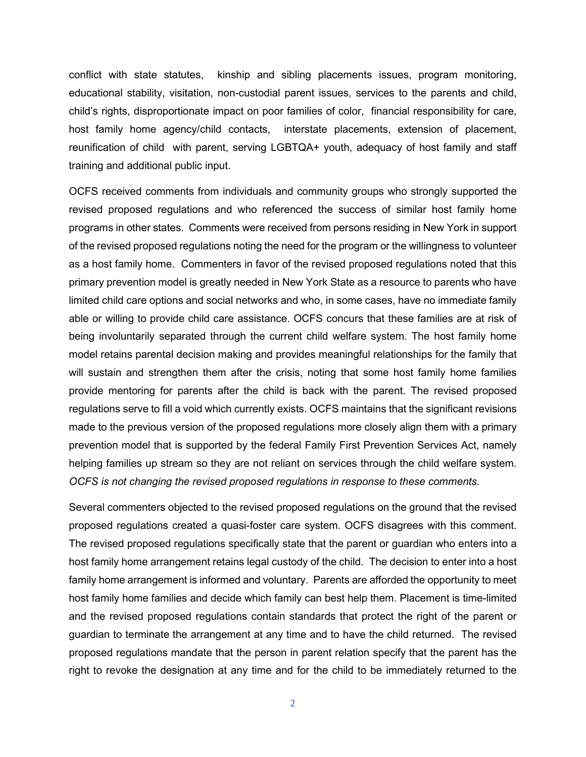conflict with state statutes, kinship and sibling placements issues, program monitoring, educational stability, visitation, non-custodial parent issues, services to the parents and child, child's rights, disproportionate impact on poor families of color, financial responsibility for care, host family home agency/child contacts, interstate placements, extension of placement, reunification of child with parent, serving LGBTQA+ youth, adequacy of host family and staff training and additional public input.

OCFS received comments from individuals and community groups who strongly supported the revised proposed regulations and who referenced the success of similar host family home programs in other states. Comments were received from persons residing in New York in support of the revised proposed regulations noting the need for the program or the willingness to volunteer as a host family home. Commenters in favor of the revised proposed regulations noted that this primary prevention model is greatly needed in New York State as a resource to parents who have limited child care options and social networks and who, in some cases, have no immediate family able or willing to provide child care assistance. OCFS concurs that these families are at risk of being involuntarily separated through the current child welfare system. The host family home model retains parental decision making and provides meaningful relationships for the family that will sustain and strengthen them after the crisis, noting that some host family home families provide mentoring for parents after the child is back with the parent. The revised proposed regulations serve to fill a void which currently exists. OCFS maintains that the significant revisions made to the previous version of the proposed regulations more closely align them with a primary prevention model that is supported by the federal Family First Prevention Services Act, namely helping families up stream so they are not reliant on services through the child welfare system. *OCFS is not changing the revised proposed regulations in response to these comments.*

Several commenters objected to the revised proposed regulations on the ground that the revised proposed regulations created a quasi-foster care system. OCFS disagrees with this comment. The revised proposed regulations specifically state that the parent or guardian who enters into a host family home arrangement retains legal custody of the child. The decision to enter into a host family home arrangement is informed and voluntary. Parents are afforded the opportunity to meet host family home families and decide which family can best help them. Placement is time-limited and the revised proposed regulations contain standards that protect the right of the parent or guardian to terminate the arrangement at any time and to have the child returned. The revised proposed regulations mandate that the person in parent relation specify that the parent has the right to revoke the designation at any time and for the child to be immediately returned to the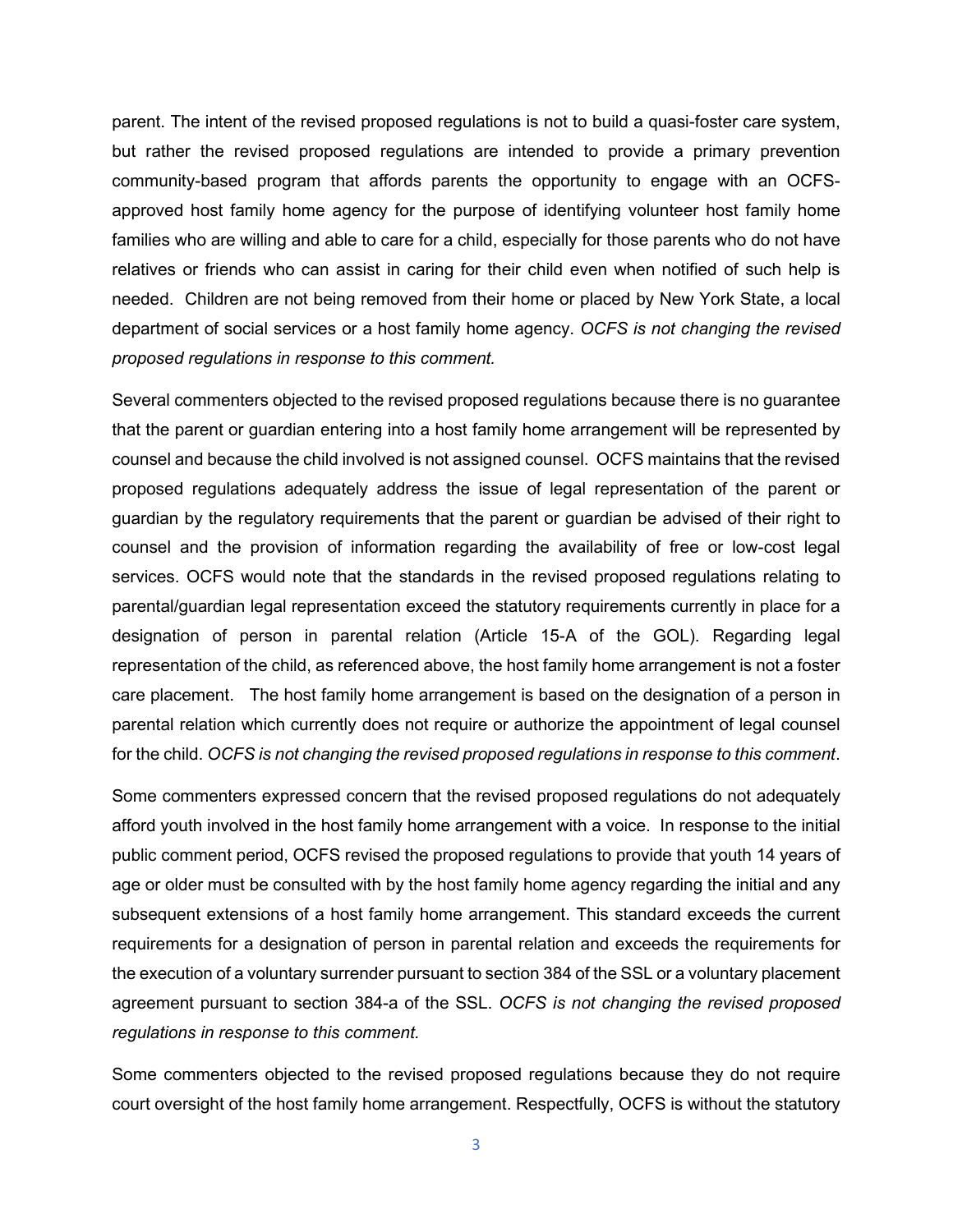parent. The intent of the revised proposed regulations is not to build a quasi-foster care system, but rather the revised proposed regulations are intended to provide a primary prevention community-based program that affords parents the opportunity to engage with an OCFS-approved host family home agency for the purpose of identifying volunteer host family home families who are willing and able to care for a child, especially for those parents who do not have relatives or friends who can assist in caring for their child even when notified of such help is needed. Children are not being removed from their home or placed by New York State, a local department of social services or a host family home agency. *OCFS is not changing the revised proposed regulations in response to this comment.*

Several commenters objected to the revised proposed regulations because there is no guarantee that the parent or guardian entering into a host family home arrangement will be represented by counsel and because the child involved is not assigned counsel. OCFS maintains that the revised proposed regulations adequately address the issue of legal representation of the parent or guardian by the regulatory requirements that the parent or guardian be advised of their right to counsel and the provision of information regarding the availability of free or low-cost legal services. OCFS would note that the standards in the revised proposed regulations relating to parental/guardian legal representation exceed the statutory requirements currently in place for a designation of person in parental relation (Article 15-A of the GOL). Regarding legal representation of the child, as referenced above, the host family home arrangement is not a foster care placement. The host family home arrangement is based on the designation of a person in parental relation which currently does not require or authorize the appointment of legal counsel for the child. *OCFS is not changing the revised proposed regulations in response to this comment*.

Some commenters expressed concern that the revised proposed regulations do not adequately afford youth involved in the host family home arrangement with a voice. In response to the initial public comment period, OCFS revised the proposed regulations to provide that youth 14 years of age or older must be consulted with by the host family home agency regarding the initial and any subsequent extensions of a host family home arrangement. This standard exceeds the current requirements for a designation of person in parental relation and exceeds the requirements for the execution of a voluntary surrender pursuant to section 384 of the SSL or a voluntary placement agreement pursuant to section 384-a of the SSL. *OCFS is not changing the revised proposed regulations in response to this comment.*

Some commenters objected to the revised proposed regulations because they do not require court oversight of the host family home arrangement. Respectfully, OCFS is without the statutory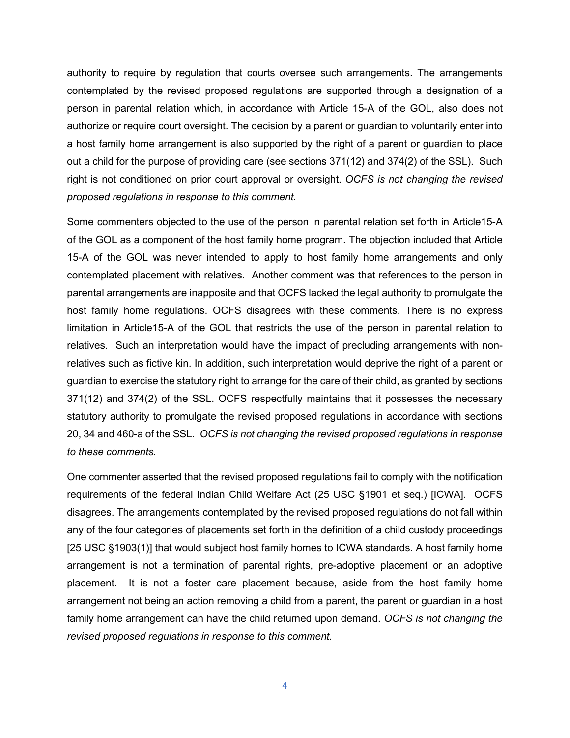authority to require by regulation that courts oversee such arrangements. The arrangements contemplated by the revised proposed regulations are supported through a designation of a person in parental relation which, in accordance with Article 15-A of the GOL, also does not authorize or require court oversight. The decision by a parent or guardian to voluntarily enter into a host family home arrangement is also supported by the right of a parent or guardian to place out a child for the purpose of providing care (see sections 371(12) and 374(2) of the SSL). Such right is not conditioned on prior court approval or oversight. *OCFS is not changing the revised proposed regulations in response to this comment.*

Some commenters objected to the use of the person in parental relation set forth in Article15-A of the GOL as a component of the host family home program. The objection included that Article 15-A of the GOL was never intended to apply to host family home arrangements and only contemplated placement with relatives. Another comment was that references to the person in parental arrangements are inapposite and that OCFS lacked the legal authority to promulgate the host family home regulations. OCFS disagrees with these comments. There is no express limitation in Article15-A of the GOL that restricts the use of the person in parental relation to relatives. Such an interpretation would have the impact of precluding arrangements with non-relatives such as fictive kin. In addition, such interpretation would deprive the right of a parent or guardian to exercise the statutory right to arrange for the care of their child, as granted by sections 371(12) and 374(2) of the SSL. OCFS respectfully maintains that it possesses the necessary statutory authority to promulgate the revised proposed regulations in accordance with sections 20, 34 and 460-a of the SSL. *OCFS is not changing the revised proposed regulations in response to these comments.*

One commenter asserted that the revised proposed regulations fail to comply with the notification requirements of the federal Indian Child Welfare Act (25 USC §1901 et seq.) [ICWA]. OCFS disagrees. The arrangements contemplated by the revised proposed regulations do not fall within any of the four categories of placements set forth in the definition of a child custody proceedings [25 USC §1903(1)] that would subject host family homes to ICWA standards. A host family home arrangement is not a termination of parental rights, pre-adoptive placement or an adoptive placement. It is not a foster care placement because, aside from the host family home arrangement not being an action removing a child from a parent, the parent or guardian in a host family home arrangement can have the child returned upon demand. *OCFS is not changing the revised proposed regulations in response to this comment.*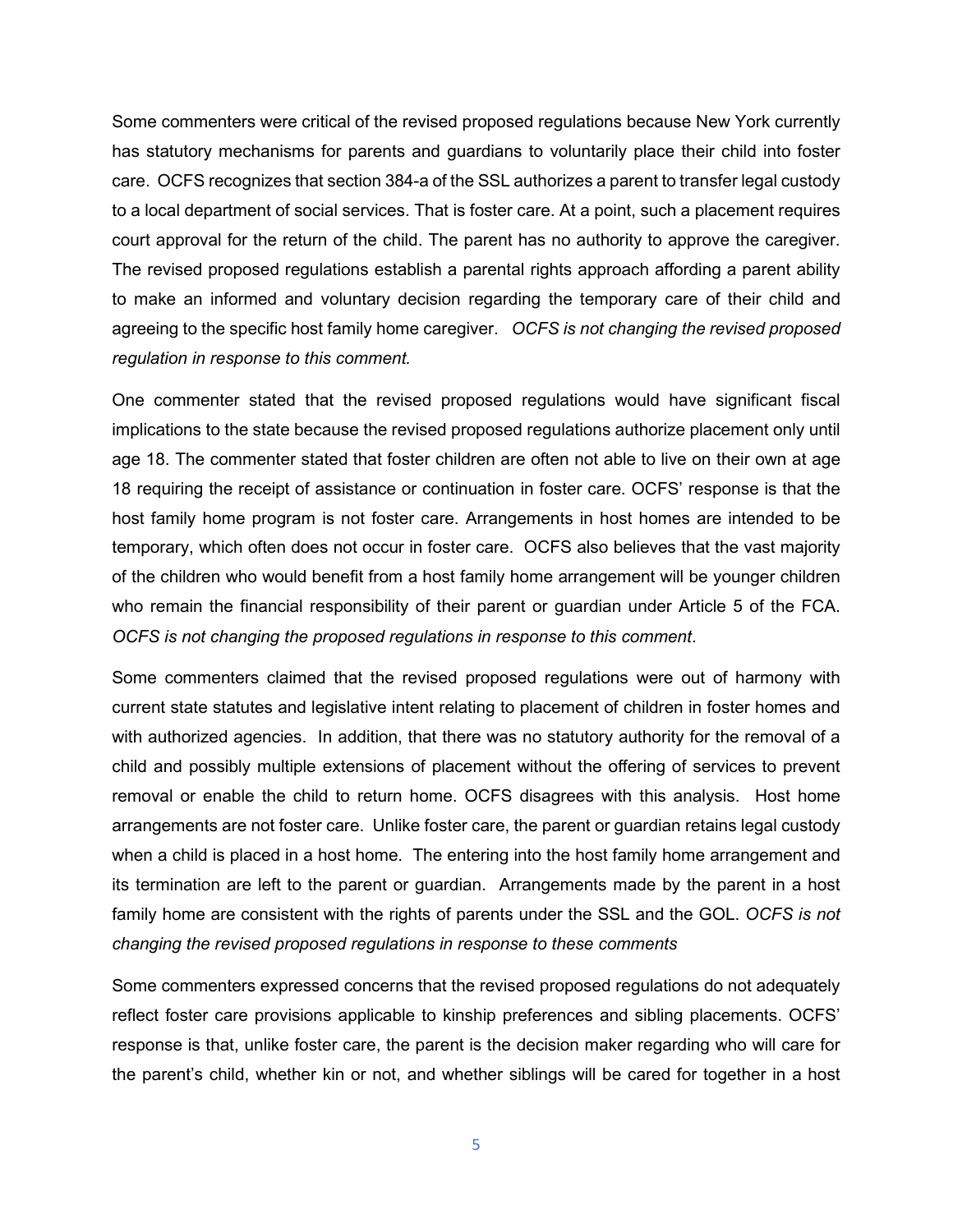Some commenters were critical of the revised proposed regulations because New York currently has statutory mechanisms for parents and guardians to voluntarily place their child into foster care. OCFS recognizes that section 384-a of the SSL authorizes a parent to transfer legal custody to a local department of social services. That is foster care. At a point, such a placement requires court approval for the return of the child. The parent has no authority to approve the caregiver. The revised proposed regulations establish a parental rights approach affording a parent ability to make an informed and voluntary decision regarding the temporary care of their child and agreeing to the specific host family home caregiver. *OCFS is not changing the revised proposed regulation in response to this comment.*

One commenter stated that the revised proposed regulations would have significant fiscal implications to the state because the revised proposed regulations authorize placement only until age 18. The commenter stated that foster children are often not able to live on their own at age 18 requiring the receipt of assistance or continuation in foster care. OCFS' response is that the host family home program is not foster care. Arrangements in host homes are intended to be temporary, which often does not occur in foster care. OCFS also believes that the vast majority of the children who would benefit from a host family home arrangement will be younger children who remain the financial responsibility of their parent or guardian under Article 5 of the FCA. *OCFS is not changing the proposed regulations in response to this comment*.

Some commenters claimed that the revised proposed regulations were out of harmony with current state statutes and legislative intent relating to placement of children in foster homes and with authorized agencies. In addition, that there was no statutory authority for the removal of a child and possibly multiple extensions of placement without the offering of services to prevent removal or enable the child to return home. OCFS disagrees with this analysis. Host home arrangements are not foster care. Unlike foster care, the parent or guardian retains legal custody when a child is placed in a host home. The entering into the host family home arrangement and its termination are left to the parent or guardian. Arrangements made by the parent in a host family home are consistent with the rights of parents under the SSL and the GOL. *OCFS is not changing the revised proposed regulations in response to these comments*

Some commenters expressed concerns that the revised proposed regulations do not adequately reflect foster care provisions applicable to kinship preferences and sibling placements. OCFS' response is that, unlike foster care, the parent is the decision maker regarding who will care for the parent's child, whether kin or not, and whether siblings will be cared for together in a host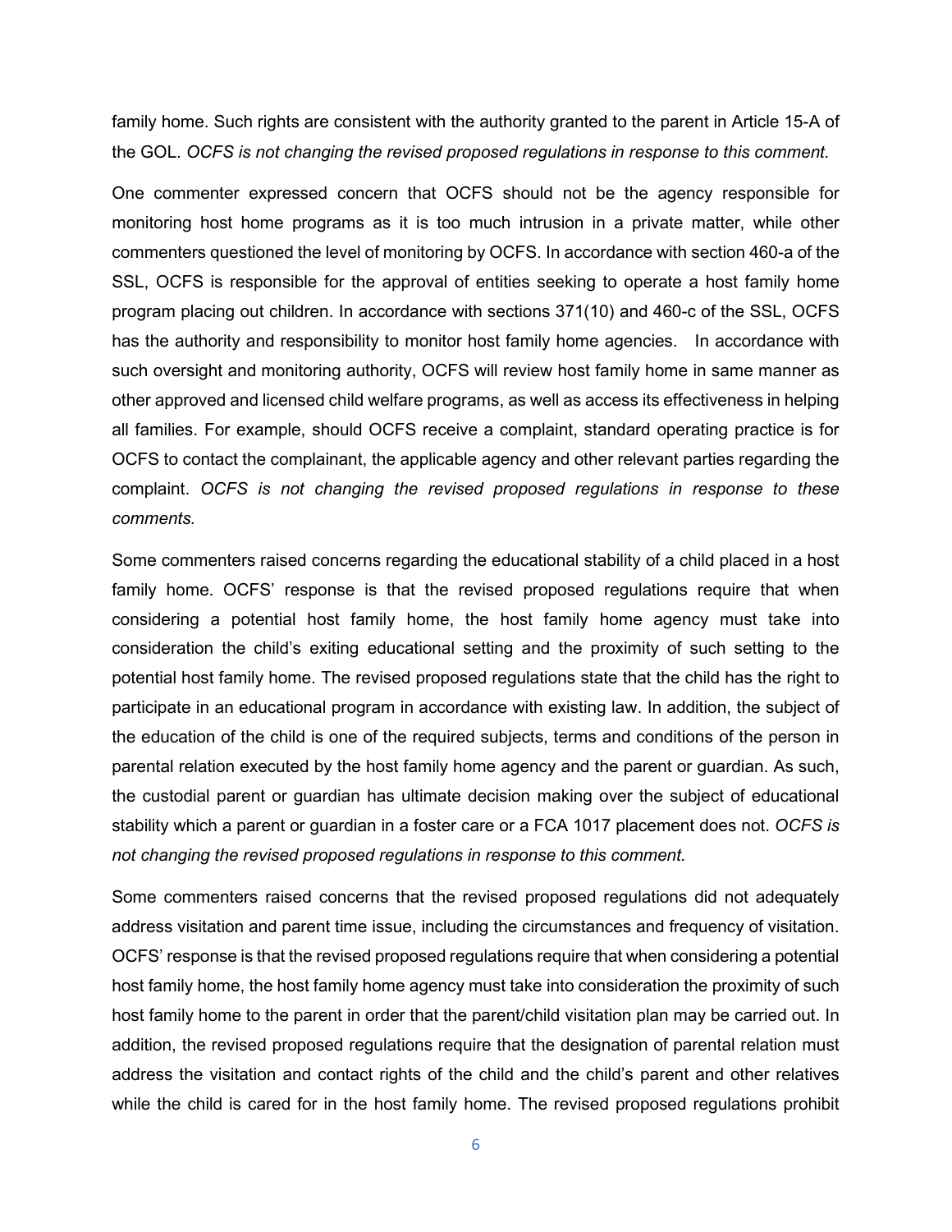family home. Such rights are consistent with the authority granted to the parent in Article 15-A of the GOL. *OCFS is not changing the revised proposed regulations in response to this comment.*

One commenter expressed concern that OCFS should not be the agency responsible for monitoring host home programs as it is too much intrusion in a private matter, while other commenters questioned the level of monitoring by OCFS. In accordance with section 460-a of the SSL, OCFS is responsible for the approval of entities seeking to operate a host family home program placing out children. In accordance with sections 371(10) and 460-c of the SSL, OCFS has the authority and responsibility to monitor host family home agencies. In accordance with such oversight and monitoring authority, OCFS will review host family home in same manner as other approved and licensed child welfare programs, as well as access its effectiveness in helping all families. For example, should OCFS receive a complaint, standard operating practice is for OCFS to contact the complainant, the applicable agency and other relevant parties regarding the complaint. *OCFS is not changing the revised proposed regulations in response to these comments.*

Some commenters raised concerns regarding the educational stability of a child placed in a host family home. OCFS' response is that the revised proposed regulations require that when considering a potential host family home, the host family home agency must take into consideration the child's exiting educational setting and the proximity of such setting to the potential host family home. The revised proposed regulations state that the child has the right to participate in an educational program in accordance with existing law. In addition, the subject of the education of the child is one of the required subjects, terms and conditions of the person in parental relation executed by the host family home agency and the parent or guardian. As such, the custodial parent or guardian has ultimate decision making over the subject of educational stability which a parent or guardian in a foster care or a FCA 1017 placement does not. *OCFS is not changing the revised proposed regulations in response to this comment.*

Some commenters raised concerns that the revised proposed regulations did not adequately address visitation and parent time issue, including the circumstances and frequency of visitation. OCFS' response is that the revised proposed regulations require that when considering a potential host family home, the host family home agency must take into consideration the proximity of such host family home to the parent in order that the parent/child visitation plan may be carried out. In addition, the revised proposed regulations require that the designation of parental relation must address the visitation and contact rights of the child and the child's parent and other relatives while the child is cared for in the host family home. The revised proposed regulations prohibit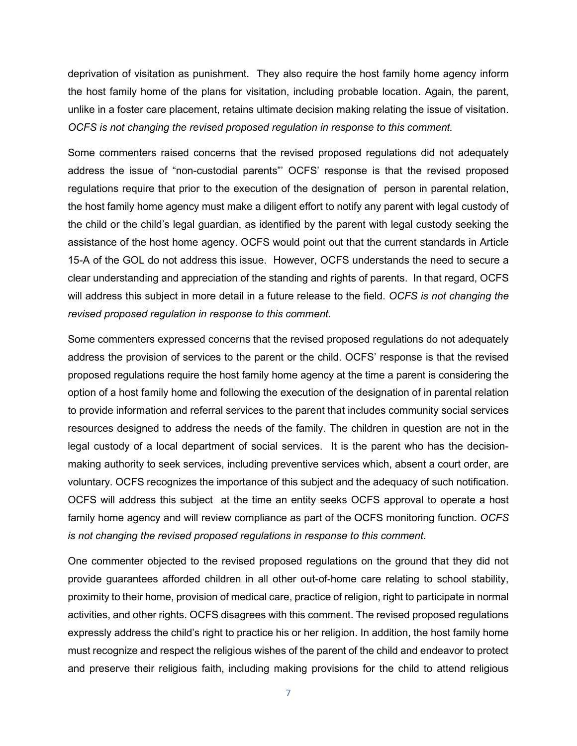deprivation of visitation as punishment. They also require the host family home agency inform the host family home of the plans for visitation, including probable location. Again, the parent, unlike in a foster care placement, retains ultimate decision making relating the issue of visitation. *OCFS is not changing the revised proposed regulation in response to this comment.*

Some commenters raised concerns that the revised proposed regulations did not adequately address the issue of "non-custodial parents"' OCFS' response is that the revised proposed regulations require that prior to the execution of the designation of person in parental relation, the host family home agency must make a diligent effort to notify any parent with legal custody of the child or the child's legal guardian, as identified by the parent with legal custody seeking the assistance of the host home agency. OCFS would point out that the current standards in Article 15-A of the GOL do not address this issue. However, OCFS understands the need to secure a clear understanding and appreciation of the standing and rights of parents. In that regard, OCFS will address this subject in more detail in a future release to the field. *OCFS is not changing the revised proposed regulation in response to this comment.*

Some commenters expressed concerns that the revised proposed regulations do not adequately address the provision of services to the parent or the child. OCFS' response is that the revised proposed regulations require the host family home agency at the time a parent is considering the option of a host family home and following the execution of the designation of in parental relation to provide information and referral services to the parent that includes community social services resources designed to address the needs of the family. The children in question are not in the legal custody of a local department of social services. It is the parent who has the decision-making authority to seek services, including preventive services which, absent a court order, are voluntary. OCFS recognizes the importance of this subject and the adequacy of such notification. OCFS will address this subject at the time an entity seeks OCFS approval to operate a host family home agency and will review compliance as part of the OCFS monitoring function. *OCFS is not changing the revised proposed regulations in response to this comment.*

One commenter objected to the revised proposed regulations on the ground that they did not provide guarantees afforded children in all other out-of-home care relating to school stability, proximity to their home, provision of medical care, practice of religion, right to participate in normal activities, and other rights. OCFS disagrees with this comment. The revised proposed regulations expressly address the child's right to practice his or her religion. In addition, the host family home must recognize and respect the religious wishes of the parent of the child and endeavor to protect and preserve their religious faith, including making provisions for the child to attend religious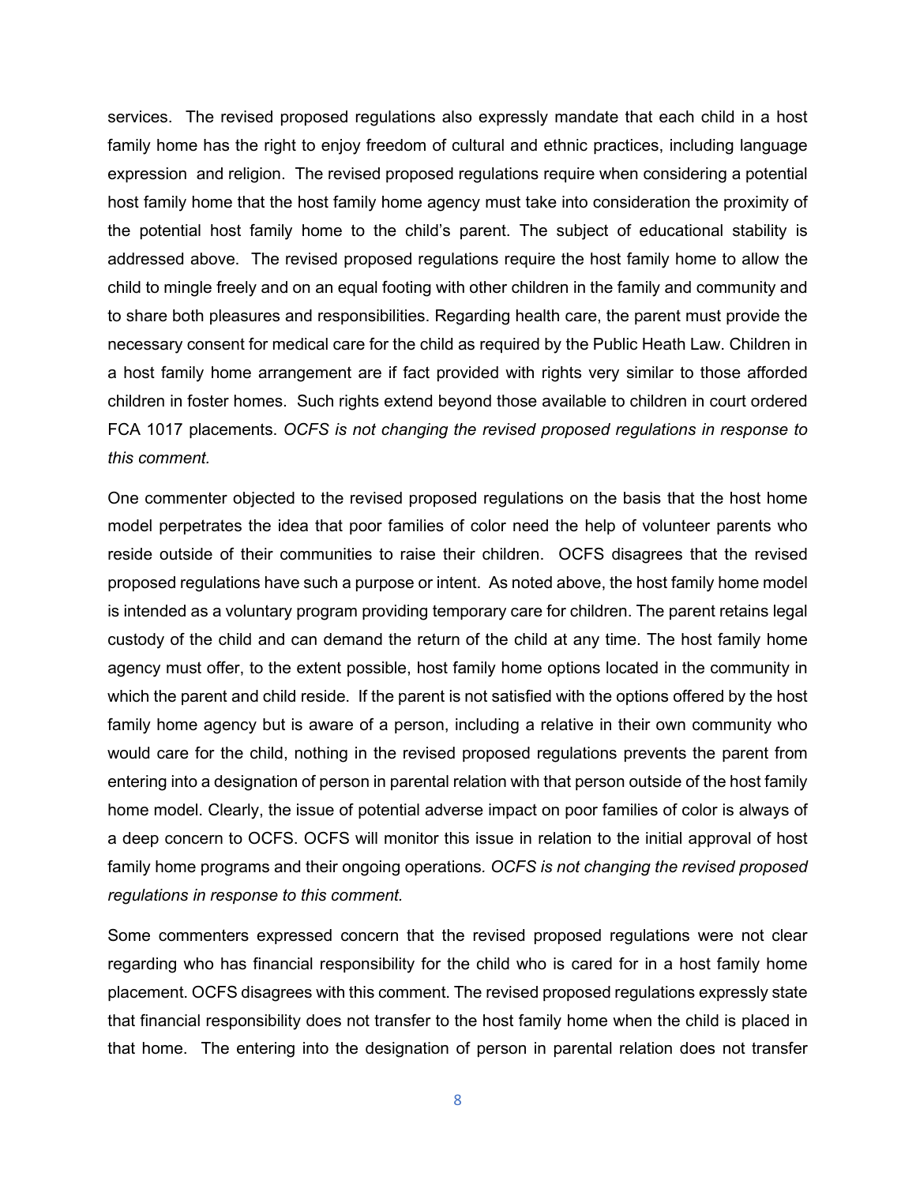services. The revised proposed regulations also expressly mandate that each child in a host family home has the right to enjoy freedom of cultural and ethnic practices, including language expression and religion. The revised proposed regulations require when considering a potential host family home that the host family home agency must take into consideration the proximity of the potential host family home to the child's parent. The subject of educational stability is addressed above. The revised proposed regulations require the host family home to allow the child to mingle freely and on an equal footing with other children in the family and community and to share both pleasures and responsibilities. Regarding health care, the parent must provide the necessary consent for medical care for the child as required by the Public Heath Law. Children in a host family home arrangement are if fact provided with rights very similar to those afforded children in foster homes. Such rights extend beyond those available to children in court ordered FCA 1017 placements. *OCFS is not changing the revised proposed regulations in response to this comment.*

One commenter objected to the revised proposed regulations on the basis that the host home model perpetrates the idea that poor families of color need the help of volunteer parents who reside outside of their communities to raise their children. OCFS disagrees that the revised proposed regulations have such a purpose or intent. As noted above, the host family home model is intended as a voluntary program providing temporary care for children. The parent retains legal custody of the child and can demand the return of the child at any time. The host family home agency must offer, to the extent possible, host family home options located in the community in which the parent and child reside. If the parent is not satisfied with the options offered by the host family home agency but is aware of a person, including a relative in their own community who would care for the child, nothing in the revised proposed regulations prevents the parent from entering into a designation of person in parental relation with that person outside of the host family home model. Clearly, the issue of potential adverse impact on poor families of color is always of a deep concern to OCFS. OCFS will monitor this issue in relation to the initial approval of host family home programs and their ongoing operations*. OCFS is not changing the revised proposed regulations in response to this comment.*

Some commenters expressed concern that the revised proposed regulations were not clear regarding who has financial responsibility for the child who is cared for in a host family home placement. OCFS disagrees with this comment. The revised proposed regulations expressly state that financial responsibility does not transfer to the host family home when the child is placed in that home. The entering into the designation of person in parental relation does not transfer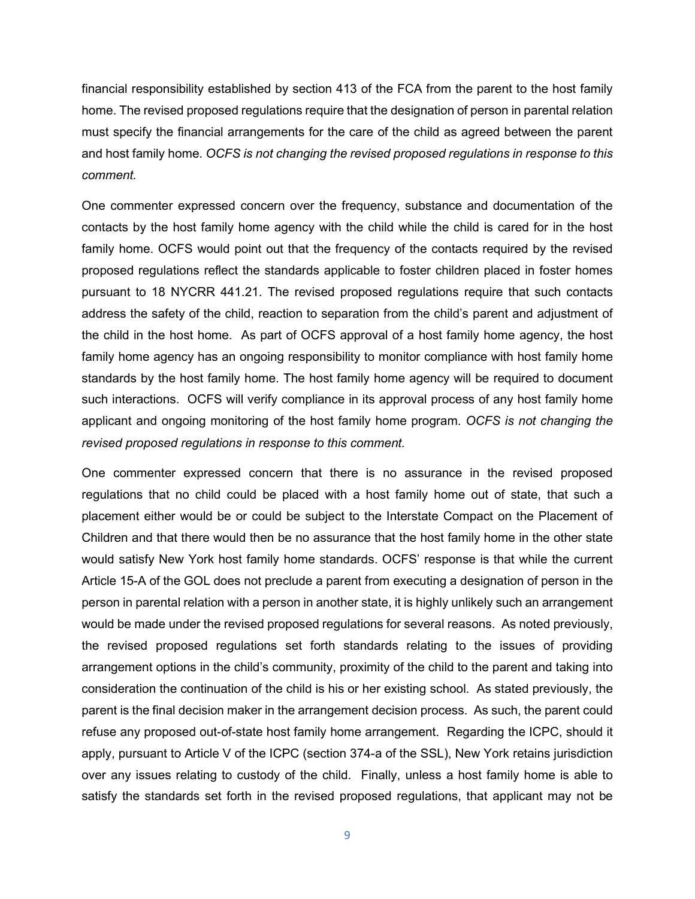financial responsibility established by section 413 of the FCA from the parent to the host family home. The revised proposed regulations require that the designation of person in parental relation must specify the financial arrangements for the care of the child as agreed between the parent and host family home. *OCFS is not changing the revised proposed regulations in response to this comment.*

One commenter expressed concern over the frequency, substance and documentation of the contacts by the host family home agency with the child while the child is cared for in the host family home. OCFS would point out that the frequency of the contacts required by the revised proposed regulations reflect the standards applicable to foster children placed in foster homes pursuant to 18 NYCRR 441.21. The revised proposed regulations require that such contacts address the safety of the child, reaction to separation from the child's parent and adjustment of the child in the host home. As part of OCFS approval of a host family home agency, the host family home agency has an ongoing responsibility to monitor compliance with host family home standards by the host family home. The host family home agency will be required to document such interactions. OCFS will verify compliance in its approval process of any host family home applicant and ongoing monitoring of the host family home program. *OCFS is not changing the revised proposed regulations in response to this comment.*

One commenter expressed concern that there is no assurance in the revised proposed regulations that no child could be placed with a host family home out of state, that such a placement either would be or could be subject to the Interstate Compact on the Placement of Children and that there would then be no assurance that the host family home in the other state would satisfy New York host family home standards. OCFS' response is that while the current Article 15-A of the GOL does not preclude a parent from executing a designation of person in the person in parental relation with a person in another state, it is highly unlikely such an arrangement would be made under the revised proposed regulations for several reasons. As noted previously, the revised proposed regulations set forth standards relating to the issues of providing arrangement options in the child's community, proximity of the child to the parent and taking into consideration the continuation of the child is his or her existing school. As stated previously, the parent is the final decision maker in the arrangement decision process. As such, the parent could refuse any proposed out-of-state host family home arrangement. Regarding the ICPC, should it apply, pursuant to Article V of the ICPC (section 374-a of the SSL), New York retains jurisdiction over any issues relating to custody of the child. Finally, unless a host family home is able to satisfy the standards set forth in the revised proposed regulations, that applicant may not be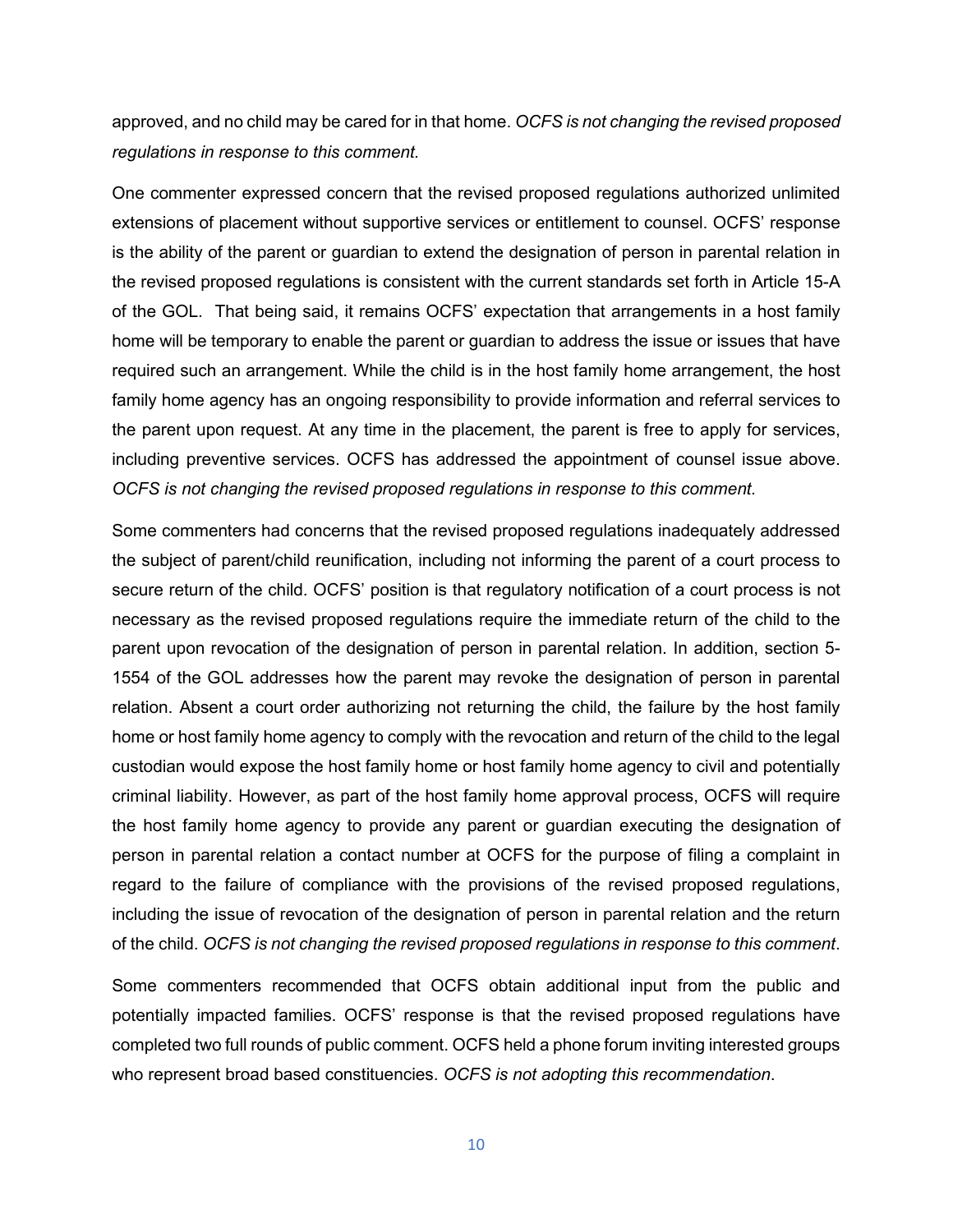approved, and no child may be cared for in that home. *OCFS is not changing the revised proposed regulations in response to this comment.*

One commenter expressed concern that the revised proposed regulations authorized unlimited extensions of placement without supportive services or entitlement to counsel. OCFS' response is the ability of the parent or guardian to extend the designation of person in parental relation in the revised proposed regulations is consistent with the current standards set forth in Article 15-A of the GOL. That being said, it remains OCFS' expectation that arrangements in a host family home will be temporary to enable the parent or guardian to address the issue or issues that have required such an arrangement. While the child is in the host family home arrangement, the host family home agency has an ongoing responsibility to provide information and referral services to the parent upon request. At any time in the placement, the parent is free to apply for services, including preventive services. OCFS has addressed the appointment of counsel issue above. *OCFS is not changing the revised proposed regulations in response to this comment.*

Some commenters had concerns that the revised proposed regulations inadequately addressed the subject of parent/child reunification, including not informing the parent of a court process to secure return of the child. OCFS' position is that regulatory notification of a court process is not necessary as the revised proposed regulations require the immediate return of the child to the parent upon revocation of the designation of person in parental relation. In addition, section 5-1554 of the GOL addresses how the parent may revoke the designation of person in parental relation. Absent a court order authorizing not returning the child, the failure by the host family home or host family home agency to comply with the revocation and return of the child to the legal custodian would expose the host family home or host family home agency to civil and potentially criminal liability. However, as part of the host family home approval process, OCFS will require the host family home agency to provide any parent or guardian executing the designation of person in parental relation a contact number at OCFS for the purpose of filing a complaint in regard to the failure of compliance with the provisions of the revised proposed regulations, including the issue of revocation of the designation of person in parental relation and the return of the child. *OCFS is not changing the revised proposed regulations in response to this comment*.

Some commenters recommended that OCFS obtain additional input from the public and potentially impacted families. OCFS' response is that the revised proposed regulations have completed two full rounds of public comment. OCFS held a phone forum inviting interested groups who represent broad based constituencies. *OCFS is not adopting this recommendation*.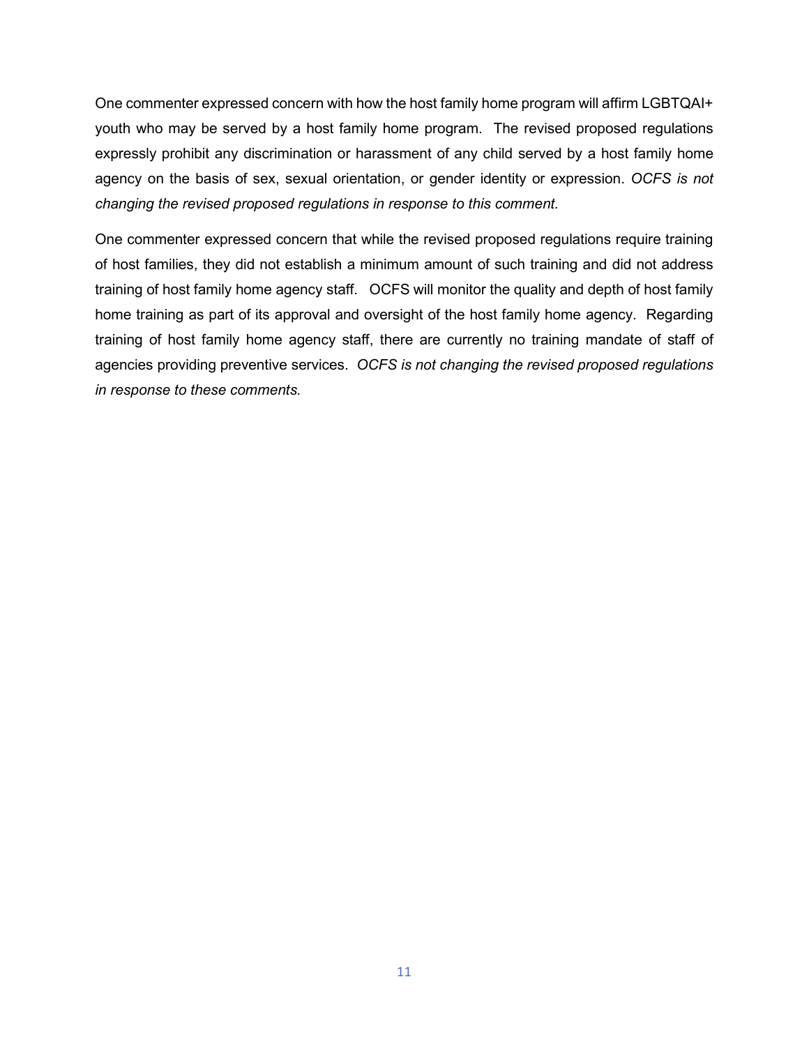One commenter expressed concern with how the host family home program will affirm LGBTQAI+ youth who may be served by a host family home program. The revised proposed regulations expressly prohibit any discrimination or harassment of any child served by a host family home agency on the basis of sex, sexual orientation, or gender identity or expression. *OCFS is not changing the revised proposed regulations in response to this comment.*

One commenter expressed concern that while the revised proposed regulations require training of host families, they did not establish a minimum amount of such training and did not address training of host family home agency staff. OCFS will monitor the quality and depth of host family home training as part of its approval and oversight of the host family home agency. Regarding training of host family home agency staff, there are currently no training mandate of staff of agencies providing preventive services. *OCFS is not changing the revised proposed regulations in response to these comments.*